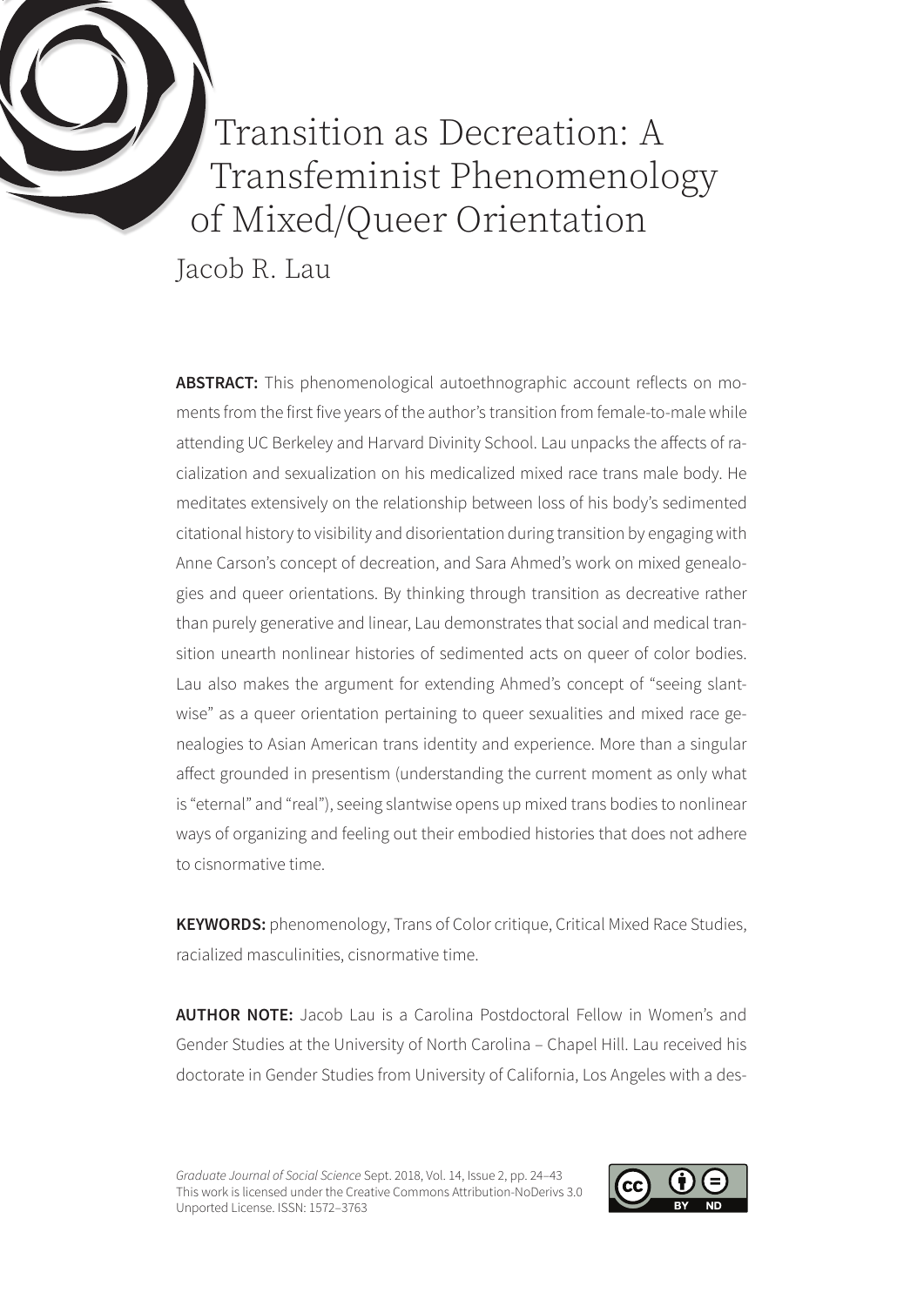# Transition as Decreation: A Transfeminist Phenomenology of Mixed/Queer Orientation

Jacob R. Lau

**ABSTRACT:** This phenomenological autoethnographic account reflects on moments from the first five years of the author's transition from female-to-male while attending UC Berkeley and Harvard Divinity School. Lau unpacks the affects of racialization and sexualization on his medicalized mixed race trans male body. He meditates extensively on the relationship between loss of his body's sedimented citational history to visibility and disorientation during transition by engaging with Anne Carson's concept of decreation, and Sara Ahmed's work on mixed genealogies and queer orientations. By thinking through transition as decreative rather than purely generative and linear, Lau demonstrates that social and medical transition unearth nonlinear histories of sedimented acts on queer of color bodies. Lau also makes the argument for extending Ahmed's concept of "seeing slantwise" as a queer orientation pertaining to queer sexualities and mixed race genealogies to Asian American trans identity and experience. More than a singular affect grounded in presentism (understanding the current moment as only what is "eternal" and "real"), seeing slantwise opens up mixed trans bodies to nonlinear ways of organizing and feeling out their embodied histories that does not adhere to cisnormative time.

**KEYWORDS:** phenomenology, Trans of Color critique, Critical Mixed Race Studies, racialized masculinities, cisnormative time.

**AUTHOR NOTE:** Jacob Lau is a Carolina Postdoctoral Fellow in Women's and Gender Studies at the University of North Carolina – Chapel Hill. Lau received his doctorate in Gender Studies from University of California, Los Angeles with a des-

*Graduate Journal of Social Science* Sept. 2018, Vol. 14, Issue 2, pp. 24–43
This work is licensed under the Creative Commons Attribution-NoDerivs 3.0 Unported License. ISSN: 1572–3763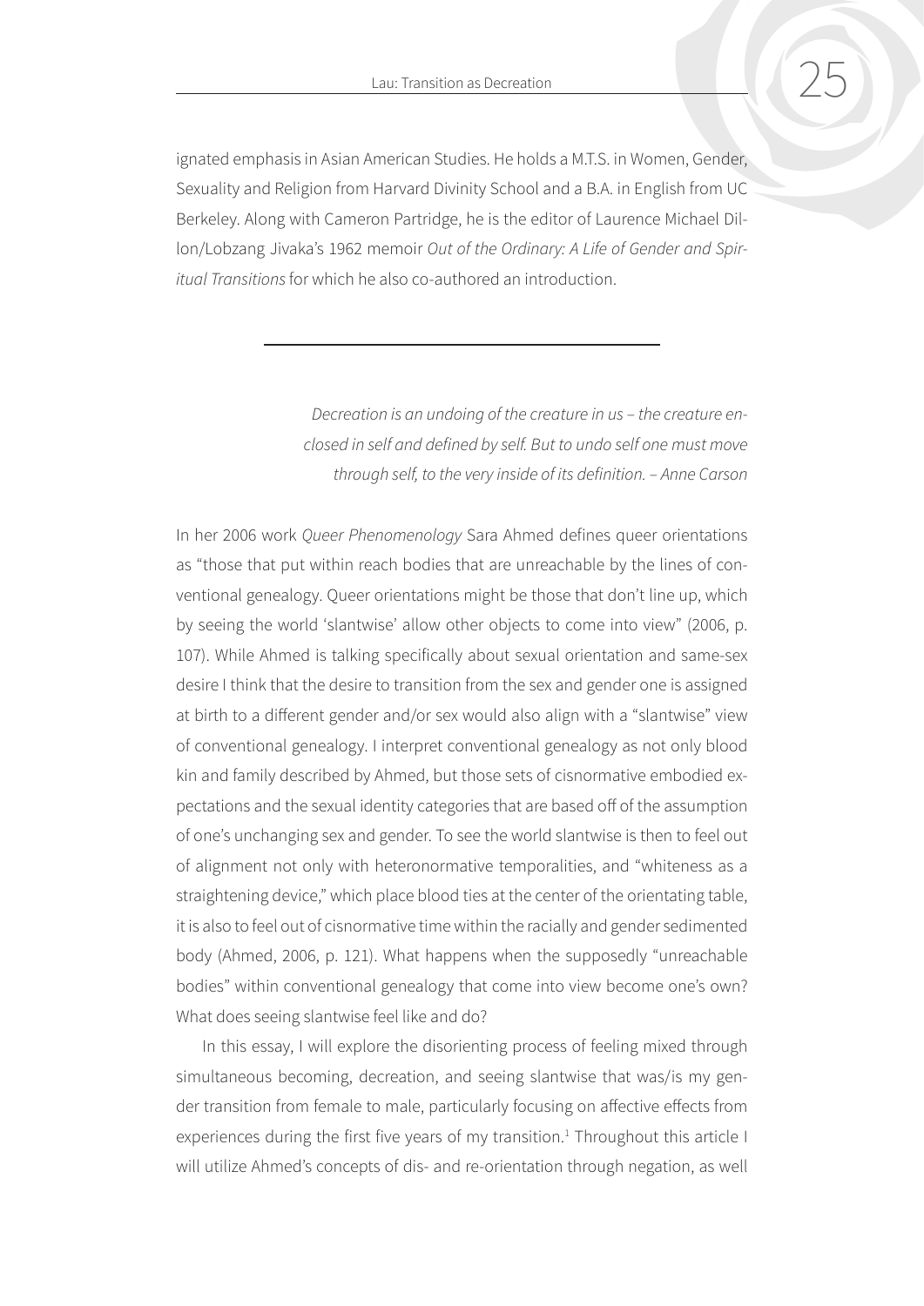ignated emphasis in Asian American Studies. He holds a M.T.S. in Women, Gender, Sexuality and Religion from Harvard Divinity School and a B.A. in English from UC Berkeley. Along with Cameron Partridge, he is the editor of Laurence Michael Dillon/Lobzang Jivaka's 1962 memoir *Out of the Ordinary: A Life of Gender and Spiritual Transitions* for which he also co-authored an introduction.

---

> *Decreation is an undoing of the creature in us – the creature enclosed in self and defined by self. But to undo self one must move through self, to the very inside of its definition. – Anne Carson*

In her 2006 work *Queer Phenomenology* Sara Ahmed defines queer orientations as "those that put within reach bodies that are unreachable by the lines of conventional genealogy. Queer orientations might be those that don't line up, which by seeing the world 'slantwise' allow other objects to come into view" (2006, p. 107). While Ahmed is talking specifically about sexual orientation and same-sex desire I think that the desire to transition from the sex and gender one is assigned at birth to a different gender and/or sex would also align with a "slantwise" view of conventional genealogy. I interpret conventional genealogy as not only blood kin and family described by Ahmed, but those sets of cisnormative embodied expectations and the sexual identity categories that are based off of the assumption of one's unchanging sex and gender. To see the world slantwise is then to feel out of alignment not only with heteronormative temporalities, and "whiteness as a straightening device," which place blood ties at the center of the orientating table, it is also to feel out of cisnormative time within the racially and gender sedimented body (Ahmed, 2006, p. 121). What happens when the supposedly "unreachable bodies" within conventional genealogy that come into view become one's own? What does seeing slantwise feel like and do?

In this essay, I will explore the disorienting process of feeling mixed through simultaneous becoming, decreation, and seeing slantwise that was/is my gender transition from female to male, particularly focusing on affective effects from experiences during the first five years of my transition.[1] Throughout this article I will utilize Ahmed's concepts of dis- and re-orientation through negation, as well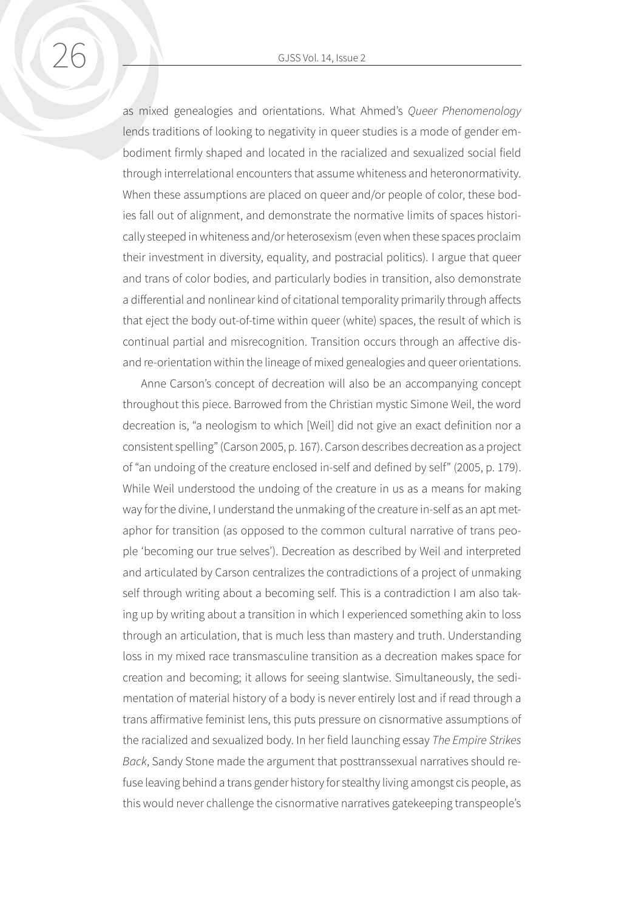as mixed genealogies and orientations. What Ahmed's *Queer Phenomenology* lends traditions of looking to negativity in queer studies is a mode of gender embodiment firmly shaped and located in the racialized and sexualized social field through interrelational encounters that assume whiteness and heteronormativity. When these assumptions are placed on queer and/or people of color, these bodies fall out of alignment, and demonstrate the normative limits of spaces historically steeped in whiteness and/or heterosexism (even when these spaces proclaim their investment in diversity, equality, and postracial politics). I argue that queer and trans of color bodies, and particularly bodies in transition, also demonstrate a differential and nonlinear kind of citational temporality primarily through affects that eject the body out-of-time within queer (white) spaces, the result of which is continual partial and misrecognition. Transition occurs through an affective dis- and re-orientation within the lineage of mixed genealogies and queer orientations.

Anne Carson's concept of decreation will also be an accompanying concept throughout this piece. Barrowed from the Christian mystic Simone Weil, the word decreation is, "a neologism to which [Weil] did not give an exact definition nor a consistent spelling" (Carson 2005, p. 167). Carson describes decreation as a project of "an undoing of the creature enclosed in-self and defined by self" (2005, p. 179). While Weil understood the undoing of the creature in us as a means for making way for the divine, I understand the unmaking of the creature in-self as an apt metaphor for transition (as opposed to the common cultural narrative of trans people 'becoming our true selves'). Decreation as described by Weil and interpreted and articulated by Carson centralizes the contradictions of a project of unmaking self through writing about a becoming self. This is a contradiction I am also taking up by writing about a transition in which I experienced something akin to loss through an articulation, that is much less than mastery and truth. Understanding loss in my mixed race transmasculine transition as a decreation makes space for creation and becoming; it allows for seeing slantwise. Simultaneously, the sedimentation of material history of a body is never entirely lost and if read through a trans affirmative feminist lens, this puts pressure on cisnormative assumptions of the racialized and sexualized body. In her field launching essay *The Empire Strikes Back*, Sandy Stone made the argument that posttranssexual narratives should refuse leaving behind a trans gender history for stealthy living amongst cis people, as this would never challenge the cisnormative narratives gatekeeping transpeople's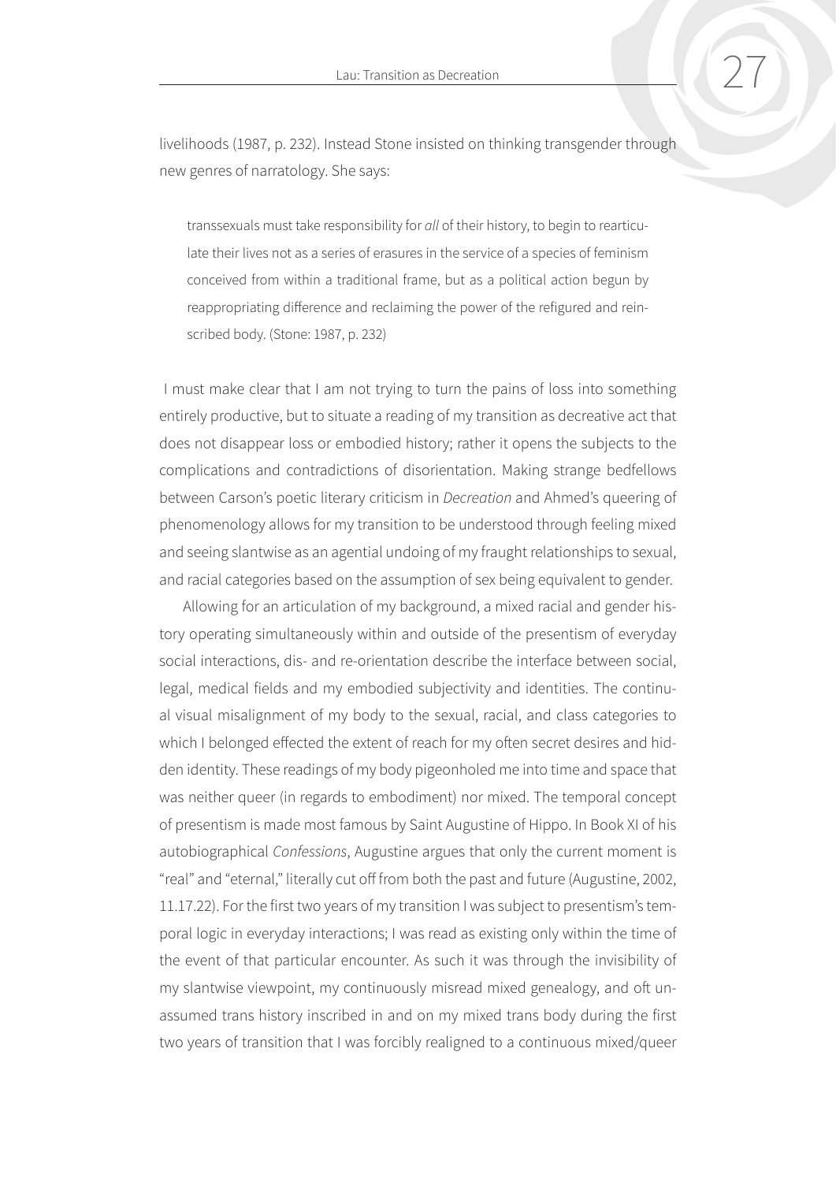livelihoods (1987, p. 232). Instead Stone insisted on thinking transgender through new genres of narratology. She says:

> transsexuals must take responsibility for *all* of their history, to begin to rearticulate their lives not as a series of erasures in the service of a species of feminism conceived from within a traditional frame, but as a political action begun by reappropriating difference and reclaiming the power of the refigured and reinscribed body. (Stone: 1987, p. 232)

I must make clear that I am not trying to turn the pains of loss into something entirely productive, but to situate a reading of my transition as decreative act that does not disappear loss or embodied history; rather it opens the subjects to the complications and contradictions of disorientation. Making strange bedfellows between Carson's poetic literary criticism in *Decreation* and Ahmed's queering of phenomenology allows for my transition to be understood through feeling mixed and seeing slantwise as an agential undoing of my fraught relationships to sexual, and racial categories based on the assumption of sex being equivalent to gender.

Allowing for an articulation of my background, a mixed racial and gender history operating simultaneously within and outside of the presentism of everyday social interactions, dis- and re-orientation describe the interface between social, legal, medical fields and my embodied subjectivity and identities. The continual visual misalignment of my body to the sexual, racial, and class categories to which I belonged effected the extent of reach for my often secret desires and hidden identity. These readings of my body pigeonholed me into time and space that was neither queer (in regards to embodiment) nor mixed. The temporal concept of presentism is made most famous by Saint Augustine of Hippo. In Book XI of his autobiographical *Confessions*, Augustine argues that only the current moment is "real" and "eternal," literally cut off from both the past and future (Augustine, 2002, 11.17.22). For the first two years of my transition I was subject to presentism's temporal logic in everyday interactions; I was read as existing only within the time of the event of that particular encounter. As such it was through the invisibility of my slantwise viewpoint, my continuously misread mixed genealogy, and oft unassumed trans history inscribed in and on my mixed trans body during the first two years of transition that I was forcibly realigned to a continuous mixed/queer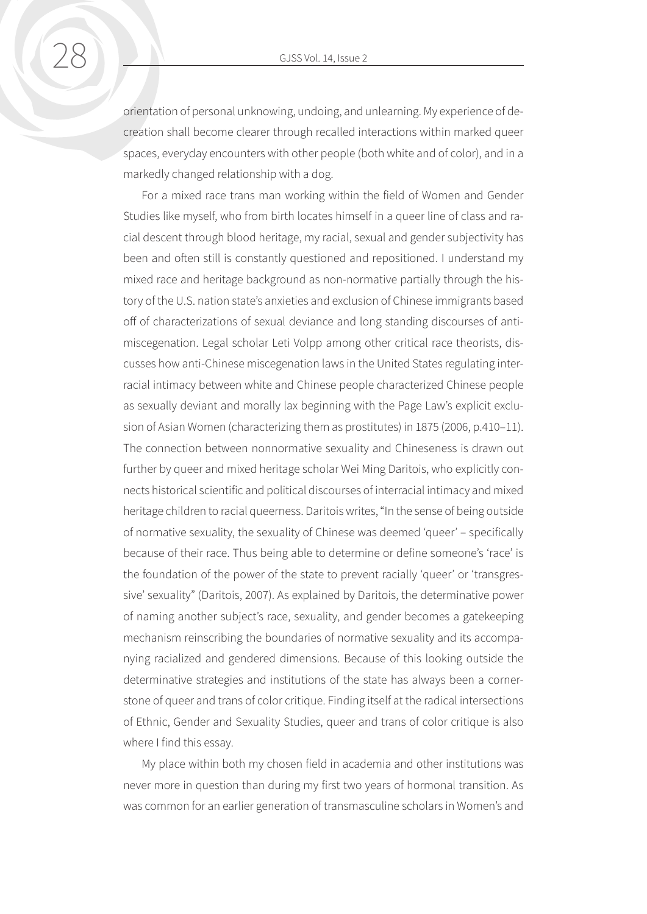orientation of personal unknowing, undoing, and unlearning. My experience of de-creation shall become clearer through recalled interactions within marked queer spaces, everyday encounters with other people (both white and of color), and in a markedly changed relationship with a dog.

For a mixed race trans man working within the field of Women and Gender Studies like myself, who from birth locates himself in a queer line of class and racial descent through blood heritage, my racial, sexual and gender subjectivity has been and often still is constantly questioned and repositioned. I understand my mixed race and heritage background as non-normative partially through the history of the U.S. nation state's anxieties and exclusion of Chinese immigrants based off of characterizations of sexual deviance and long standing discourses of anti-miscegenation. Legal scholar Leti Volpp among other critical race theorists, discusses how anti-Chinese miscegenation laws in the United States regulating interracial intimacy between white and Chinese people characterized Chinese people as sexually deviant and morally lax beginning with the Page Law's explicit exclusion of Asian Women (characterizing them as prostitutes) in 1875 (2006, p.410–11). The connection between nonnormative sexuality and Chineseness is drawn out further by queer and mixed heritage scholar Wei Ming Daritois, who explicitly connects historical scientific and political discourses of interracial intimacy and mixed heritage children to racial queerness. Daritois writes, "In the sense of being outside of normative sexuality, the sexuality of Chinese was deemed 'queer' – specifically because of their race. Thus being able to determine or define someone's 'race' is the foundation of the power of the state to prevent racially 'queer' or 'transgressive' sexuality" (Daritois, 2007). As explained by Daritois, the determinative power of naming another subject's race, sexuality, and gender becomes a gatekeeping mechanism reinscribing the boundaries of normative sexuality and its accompanying racialized and gendered dimensions. Because of this looking outside the determinative strategies and institutions of the state has always been a cornerstone of queer and trans of color critique. Finding itself at the radical intersections of Ethnic, Gender and Sexuality Studies, queer and trans of color critique is also where I find this essay.

My place within both my chosen field in academia and other institutions was never more in question than during my first two years of hormonal transition. As was common for an earlier generation of transmasculine scholars in Women's and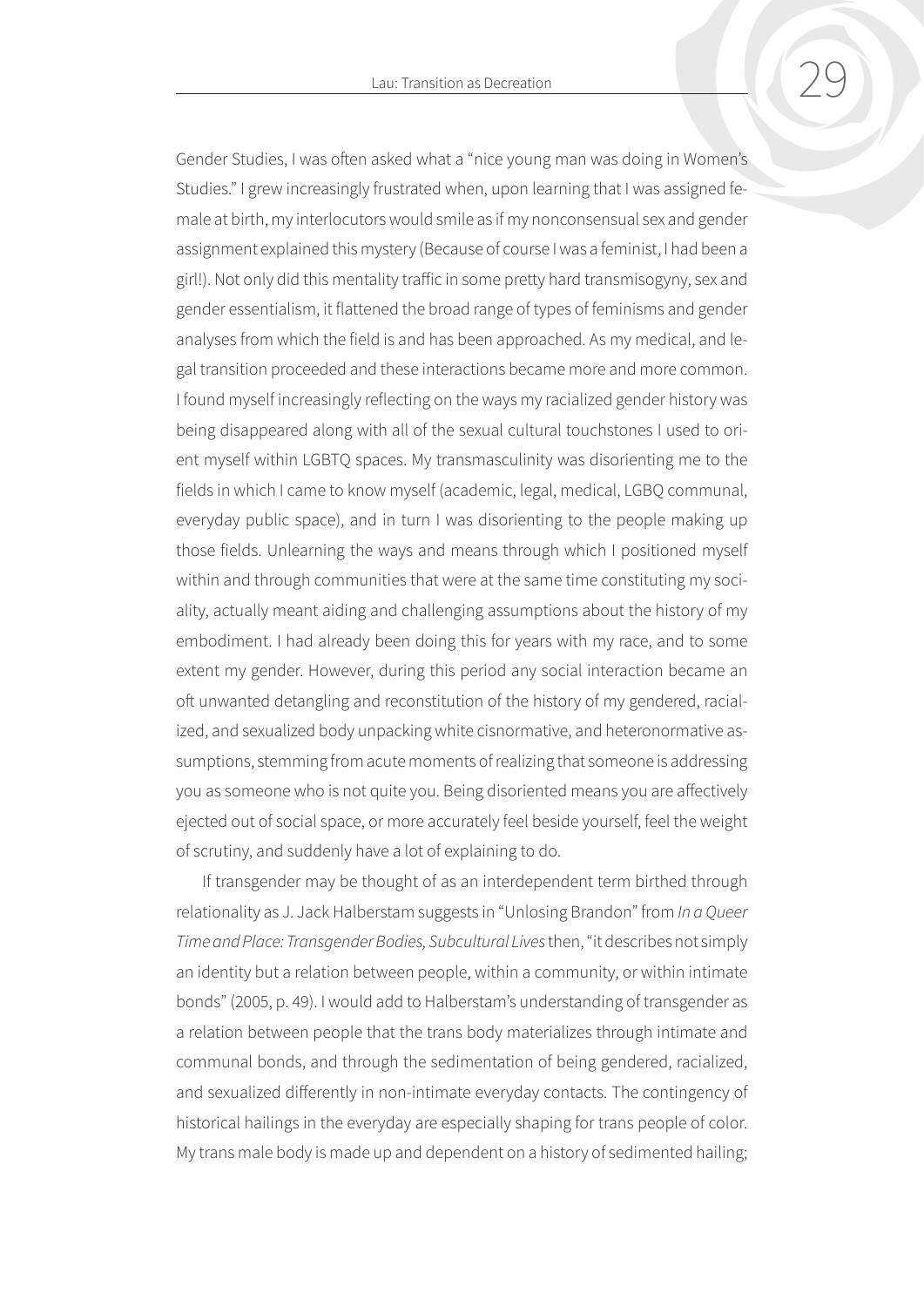Gender Studies, I was often asked what a "nice young man was doing in Women's Studies." I grew increasingly frustrated when, upon learning that I was assigned female at birth, my interlocutors would smile as if my nonconsensual sex and gender assignment explained this mystery (Because of course I was a feminist, I had been a girl!). Not only did this mentality traffic in some pretty hard transmisogyny, sex and gender essentialism, it flattened the broad range of types of feminisms and gender analyses from which the field is and has been approached. As my medical, and legal transition proceeded and these interactions became more and more common. I found myself increasingly reflecting on the ways my racialized gender history was being disappeared along with all of the sexual cultural touchstones I used to orient myself within LGBTQ spaces. My transmasculinity was disorienting me to the fields in which I came to know myself (academic, legal, medical, LGBQ communal, everyday public space), and in turn I was disorienting to the people making up those fields. Unlearning the ways and means through which I positioned myself within and through communities that were at the same time constituting my sociality, actually meant aiding and challenging assumptions about the history of my embodiment. I had already been doing this for years with my race, and to some extent my gender. However, during this period any social interaction became an oft unwanted detangling and reconstitution of the history of my gendered, racialized, and sexualized body unpacking white cisnormative, and heteronormative assumptions, stemming from acute moments of realizing that someone is addressing you as someone who is not quite you. Being disoriented means you are affectively ejected out of social space, or more accurately feel beside yourself, feel the weight of scrutiny, and suddenly have a lot of explaining to do.

If transgender may be thought of as an interdependent term birthed through relationality as J. Jack Halberstam suggests in "Unlosing Brandon" from *In a Queer Time and Place: Transgender Bodies, Subcultural Lives* then, "it describes not simply an identity but a relation between people, within a community, or within intimate bonds" (2005, p. 49). I would add to Halberstam's understanding of transgender as a relation between people that the trans body materializes through intimate and communal bonds, and through the sedimentation of being gendered, racialized, and sexualized differently in non-intimate everyday contacts. The contingency of historical hailings in the everyday are especially shaping for trans people of color. My trans male body is made up and dependent on a history of sedimented hailing;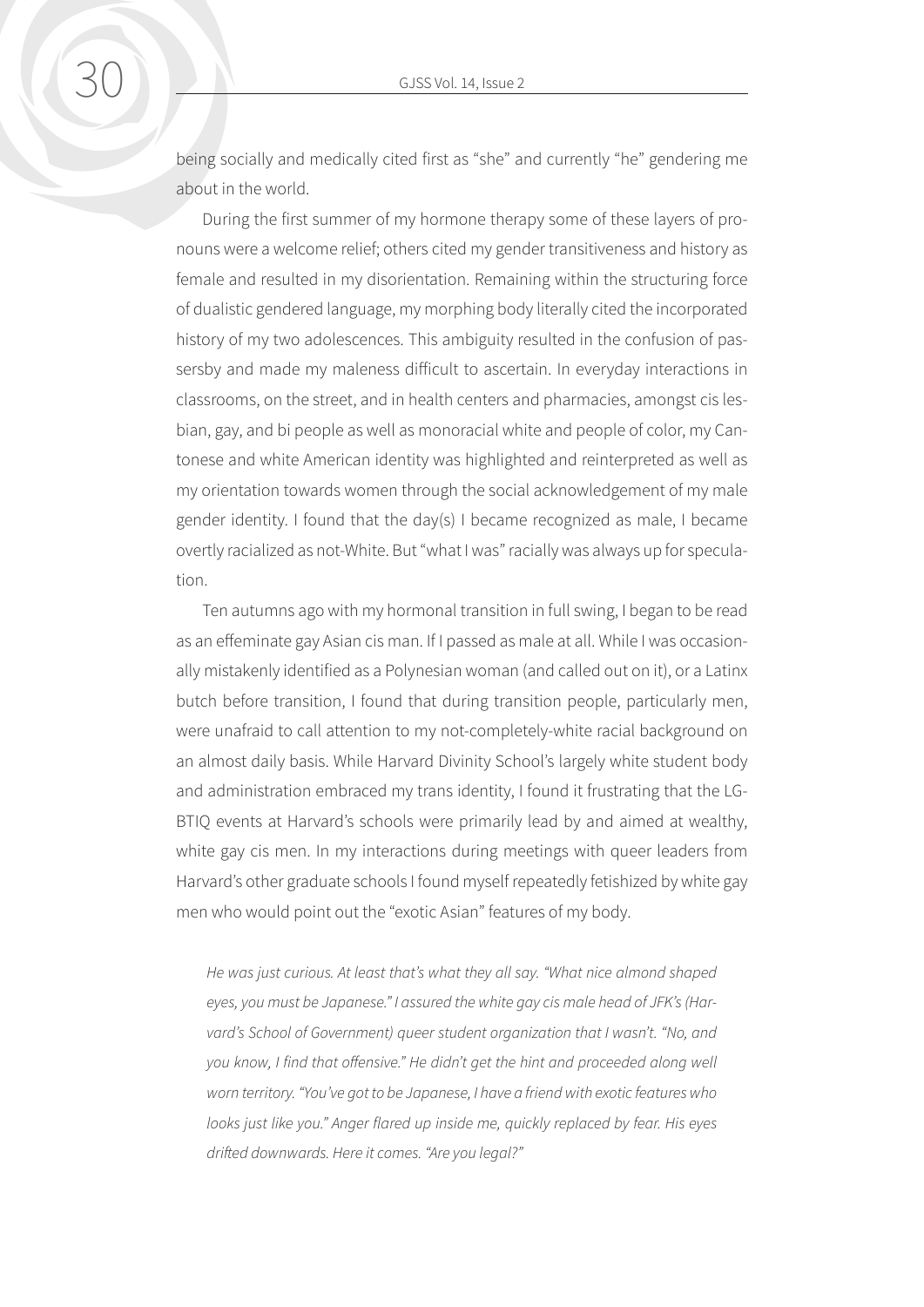being socially and medically cited first as "she" and currently "he" gendering me about in the world.

During the first summer of my hormone therapy some of these layers of pronouns were a welcome relief; others cited my gender transitiveness and history as female and resulted in my disorientation. Remaining within the structuring force of dualistic gendered language, my morphing body literally cited the incorporated history of my two adolescences. This ambiguity resulted in the confusion of passersby and made my maleness difficult to ascertain. In everyday interactions in classrooms, on the street, and in health centers and pharmacies, amongst cis lesbian, gay, and bi people as well as monoracial white and people of color, my Cantonese and white American identity was highlighted and reinterpreted as well as my orientation towards women through the social acknowledgement of my male gender identity. I found that the day(s) I became recognized as male, I became overtly racialized as not-White. But "what I was" racially was always up for speculation.

Ten autumns ago with my hormonal transition in full swing, I began to be read as an effeminate gay Asian cis man. If I passed as male at all. While I was occasionally mistakenly identified as a Polynesian woman (and called out on it), or a Latinx butch before transition, I found that during transition people, particularly men, were unafraid to call attention to my not-completely-white racial background on an almost daily basis. While Harvard Divinity School's largely white student body and administration embraced my trans identity, I found it frustrating that the LGBTIQ events at Harvard's schools were primarily lead by and aimed at wealthy, white gay cis men. In my interactions during meetings with queer leaders from Harvard's other graduate schools I found myself repeatedly fetishized by white gay men who would point out the "exotic Asian" features of my body.

> *He was just curious. At least that's what they all say. "What nice almond shaped eyes, you must be Japanese." I assured the white gay cis male head of JFK's (Harvard's School of Government) queer student organization that I wasn't. "No, and you know, I find that offensive." He didn't get the hint and proceeded along well worn territory. "You've got to be Japanese, I have a friend with exotic features who looks just like you." Anger flared up inside me, quickly replaced by fear. His eyes drifted downwards. Here it comes. "Are you legal?"*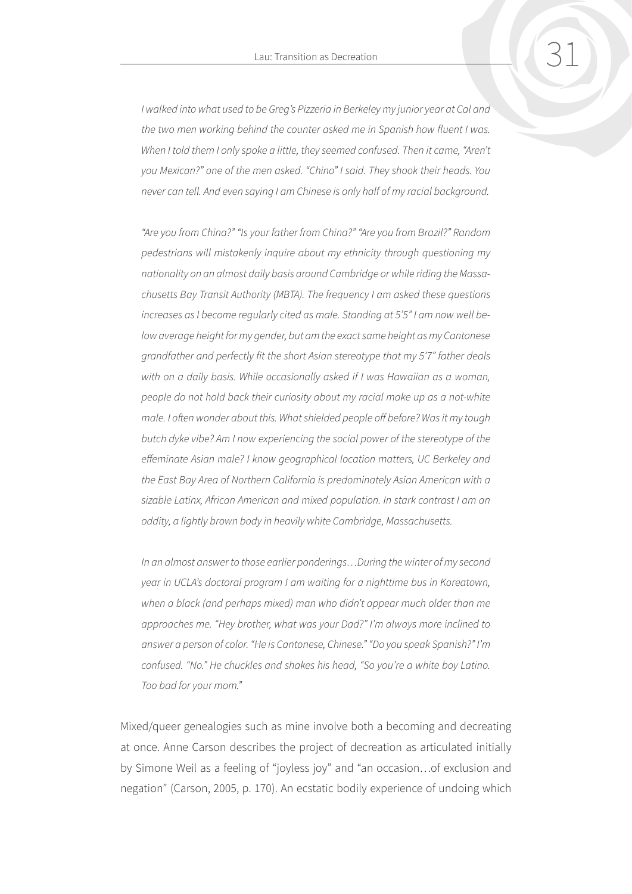*I walked into what used to be Greg's Pizzeria in Berkeley my junior year at Cal and the two men working behind the counter asked me in Spanish how fluent I was. When I told them I only spoke a little, they seemed confused. Then it came, "Aren't you Mexican?" one of the men asked. "Chino" I said. They shook their heads. You never can tell. And even saying I am Chinese is only half of my racial background.*

*"Are you from China?" "Is your father from China?" "Are you from Brazil?" Random pedestrians will mistakenly inquire about my ethnicity through questioning my nationality on an almost daily basis around Cambridge or while riding the Massachusetts Bay Transit Authority (MBTA). The frequency I am asked these questions increases as I become regularly cited as male. Standing at 5'5" I am now well below average height for my gender, but am the exact same height as my Cantonese grandfather and perfectly fit the short Asian stereotype that my 5'7" father deals with on a daily basis. While occasionally asked if I was Hawaiian as a woman, people do not hold back their curiosity about my racial make up as a not-white male. I often wonder about this. What shielded people off before? Was it my tough butch dyke vibe? Am I now experiencing the social power of the stereotype of the effeminate Asian male? I know geographical location matters, UC Berkeley and the East Bay Area of Northern California is predominately Asian American with a sizable Latinx, African American and mixed population. In stark contrast I am an oddity, a lightly brown body in heavily white Cambridge, Massachusetts.*

*In an almost answer to those earlier ponderings…During the winter of my second year in UCLA's doctoral program I am waiting for a nighttime bus in Koreatown, when a black (and perhaps mixed) man who didn't appear much older than me approaches me. "Hey brother, what was your Dad?" I'm always more inclined to answer a person of color. "He is Cantonese, Chinese." "Do you speak Spanish?" I'm confused. "No." He chuckles and shakes his head, "So you're a white boy Latino. Too bad for your mom."*

Mixed/queer genealogies such as mine involve both a becoming and decreating at once. Anne Carson describes the project of decreation as articulated initially by Simone Weil as a feeling of "joyless joy" and "an occasion…of exclusion and negation" (Carson, 2005, p. 170). An ecstatic bodily experience of undoing which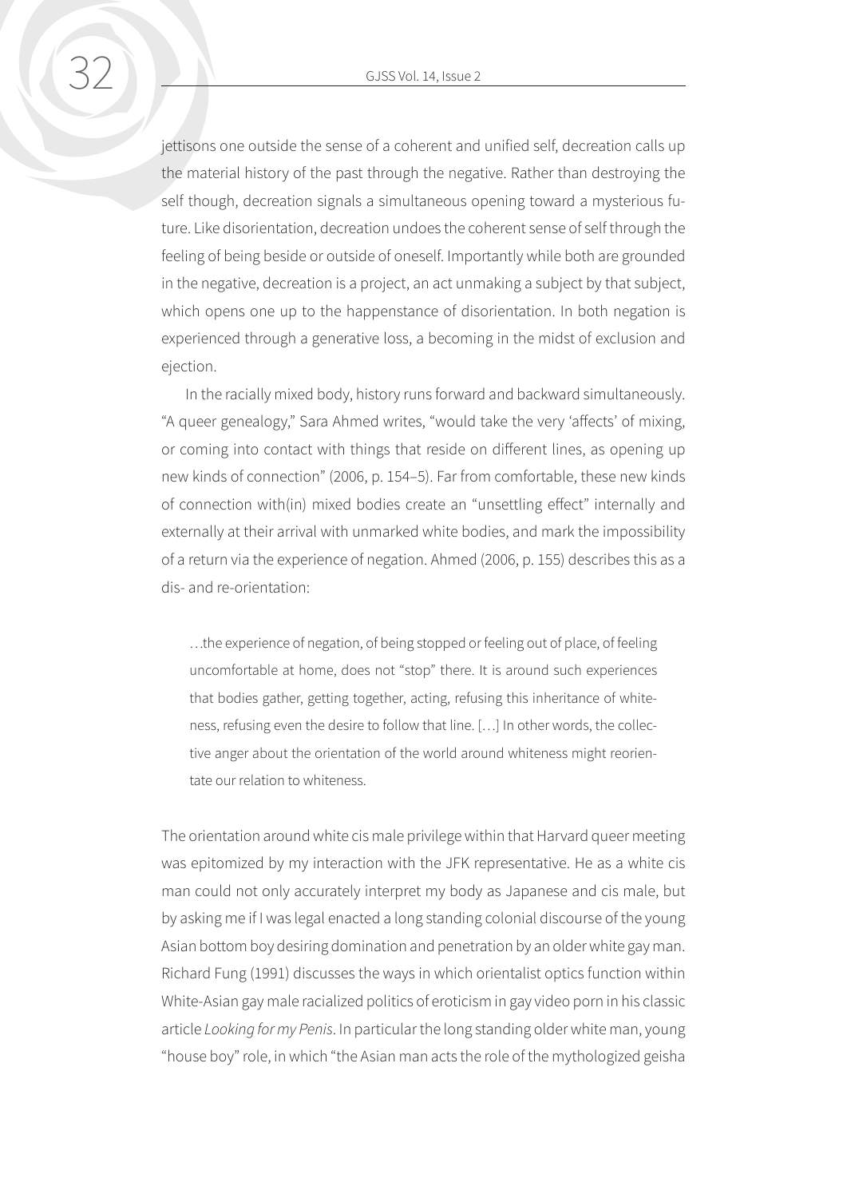jettisons one outside the sense of a coherent and unified self, decreation calls up the material history of the past through the negative. Rather than destroying the self though, decreation signals a simultaneous opening toward a mysterious future. Like disorientation, decreation undoes the coherent sense of self through the feeling of being beside or outside of oneself. Importantly while both are grounded in the negative, decreation is a project, an act unmaking a subject by that subject, which opens one up to the happenstance of disorientation. In both negation is experienced through a generative loss, a becoming in the midst of exclusion and ejection.

In the racially mixed body, history runs forward and backward simultaneously. "A queer genealogy," Sara Ahmed writes, "would take the very 'affects' of mixing, or coming into contact with things that reside on different lines, as opening up new kinds of connection" (2006, p. 154–5). Far from comfortable, these new kinds of connection with(in) mixed bodies create an "unsettling effect" internally and externally at their arrival with unmarked white bodies, and mark the impossibility of a return via the experience of negation. Ahmed (2006, p. 155) describes this as a dis- and re-orientation:

> …the experience of negation, of being stopped or feeling out of place, of feeling uncomfortable at home, does not "stop" there. It is around such experiences that bodies gather, getting together, acting, refusing this inheritance of whiteness, refusing even the desire to follow that line. […] In other words, the collective anger about the orientation of the world around whiteness might reorientate our relation to whiteness.

The orientation around white cis male privilege within that Harvard queer meeting was epitomized by my interaction with the JFK representative. He as a white cis man could not only accurately interpret my body as Japanese and cis male, but by asking me if I was legal enacted a long standing colonial discourse of the young Asian bottom boy desiring domination and penetration by an older white gay man. Richard Fung (1991) discusses the ways in which orientalist optics function within White-Asian gay male racialized politics of eroticism in gay video porn in his classic article *Looking for my Penis*. In particular the long standing older white man, young "house boy" role, in which "the Asian man acts the role of the mythologized geisha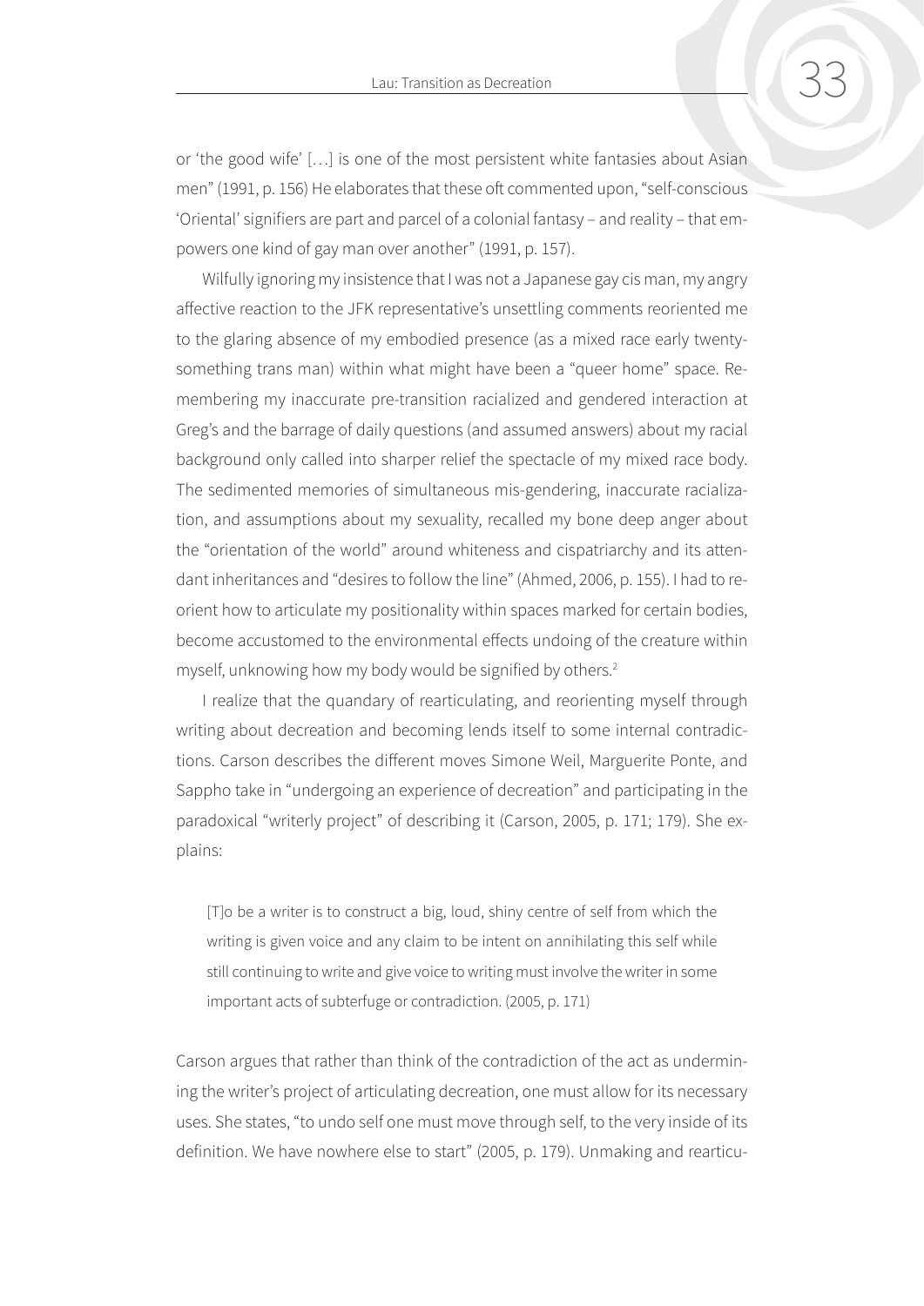or 'the good wife' […] is one of the most persistent white fantasies about Asian men" (1991, p. 156) He elaborates that these oft commented upon, "self-conscious 'Oriental' signifiers are part and parcel of a colonial fantasy – and reality – that empowers one kind of gay man over another" (1991, p. 157).

Wilfully ignoring my insistence that I was not a Japanese gay cis man, my angry affective reaction to the JFK representative's unsettling comments reoriented me to the glaring absence of my embodied presence (as a mixed race early twenty-something trans man) within what might have been a "queer home" space. Remembering my inaccurate pre-transition racialized and gendered interaction at Greg's and the barrage of daily questions (and assumed answers) about my racial background only called into sharper relief the spectacle of my mixed race body. The sedimented memories of simultaneous mis-gendering, inaccurate racialization, and assumptions about my sexuality, recalled my bone deep anger about the "orientation of the world" around whiteness and cispatriarchy and its attendant inheritances and "desires to follow the line" (Ahmed, 2006, p. 155). I had to reorient how to articulate my positionality within spaces marked for certain bodies, become accustomed to the environmental effects undoing of the creature within myself, unknowing how my body would be signified by others.[2]

I realize that the quandary of rearticulating, and reorienting myself through writing about decreation and becoming lends itself to some internal contradictions. Carson describes the different moves Simone Weil, Marguerite Ponte, and Sappho take in "undergoing an experience of decreation" and participating in the paradoxical "writerly project" of describing it (Carson, 2005, p. 171; 179). She explains:

> [T]o be a writer is to construct a big, loud, shiny centre of self from which the writing is given voice and any claim to be intent on annihilating this self while still continuing to write and give voice to writing must involve the writer in some important acts of subterfuge or contradiction. (2005, p. 171)

Carson argues that rather than think of the contradiction of the act as undermining the writer's project of articulating decreation, one must allow for its necessary uses. She states, "to undo self one must move through self, to the very inside of its definition. We have nowhere else to start" (2005, p. 179). Unmaking and rearticu-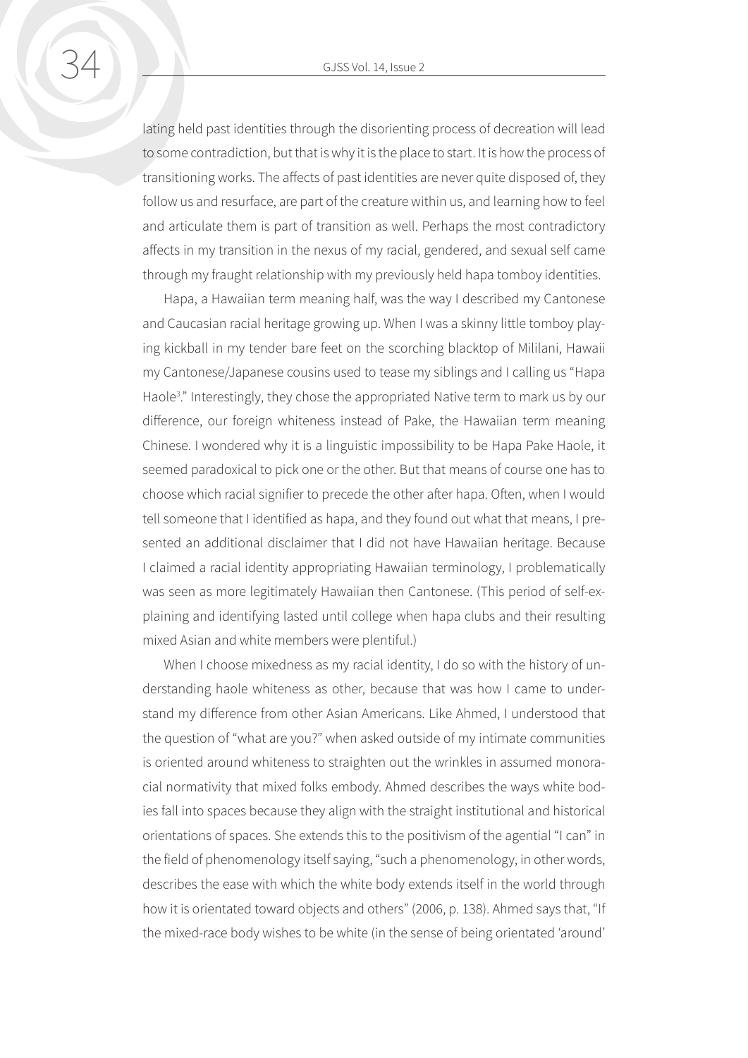lating held past identities through the disorienting process of decreation will lead to some contradiction, but that is why it is the place to start. It is how the process of transitioning works. The affects of past identities are never quite disposed of, they follow us and resurface, are part of the creature within us, and learning how to feel and articulate them is part of transition as well. Perhaps the most contradictory affects in my transition in the nexus of my racial, gendered, and sexual self came through my fraught relationship with my previously held hapa tomboy identities.

Hapa, a Hawaiian term meaning half, was the way I described my Cantonese and Caucasian racial heritage growing up. When I was a skinny little tomboy playing kickball in my tender bare feet on the scorching blacktop of Mililani, Hawaii my Cantonese/Japanese cousins used to tease my siblings and I calling us "Hapa Haole[3]." Interestingly, they chose the appropriated Native term to mark us by our difference, our foreign whiteness instead of Pake, the Hawaiian term meaning Chinese. I wondered why it is a linguistic impossibility to be Hapa Pake Haole, it seemed paradoxical to pick one or the other. But that means of course one has to choose which racial signifier to precede the other after hapa. Often, when I would tell someone that I identified as hapa, and they found out what that means, I presented an additional disclaimer that I did not have Hawaiian heritage. Because I claimed a racial identity appropriating Hawaiian terminology, I problematically was seen as more legitimately Hawaiian then Cantonese. (This period of self-explaining and identifying lasted until college when hapa clubs and their resulting mixed Asian and white members were plentiful.)

When I choose mixedness as my racial identity, I do so with the history of understanding haole whiteness as other, because that was how I came to understand my difference from other Asian Americans. Like Ahmed, I understood that the question of "what are you?" when asked outside of my intimate communities is oriented around whiteness to straighten out the wrinkles in assumed monoracial normativity that mixed folks embody. Ahmed describes the ways white bodies fall into spaces because they align with the straight institutional and historical orientations of spaces. She extends this to the positivism of the agential "I can" in the field of phenomenology itself saying, "such a phenomenology, in other words, describes the ease with which the white body extends itself in the world through how it is orientated toward objects and others" (2006, p. 138). Ahmed says that, "If the mixed-race body wishes to be white (in the sense of being orientated 'around'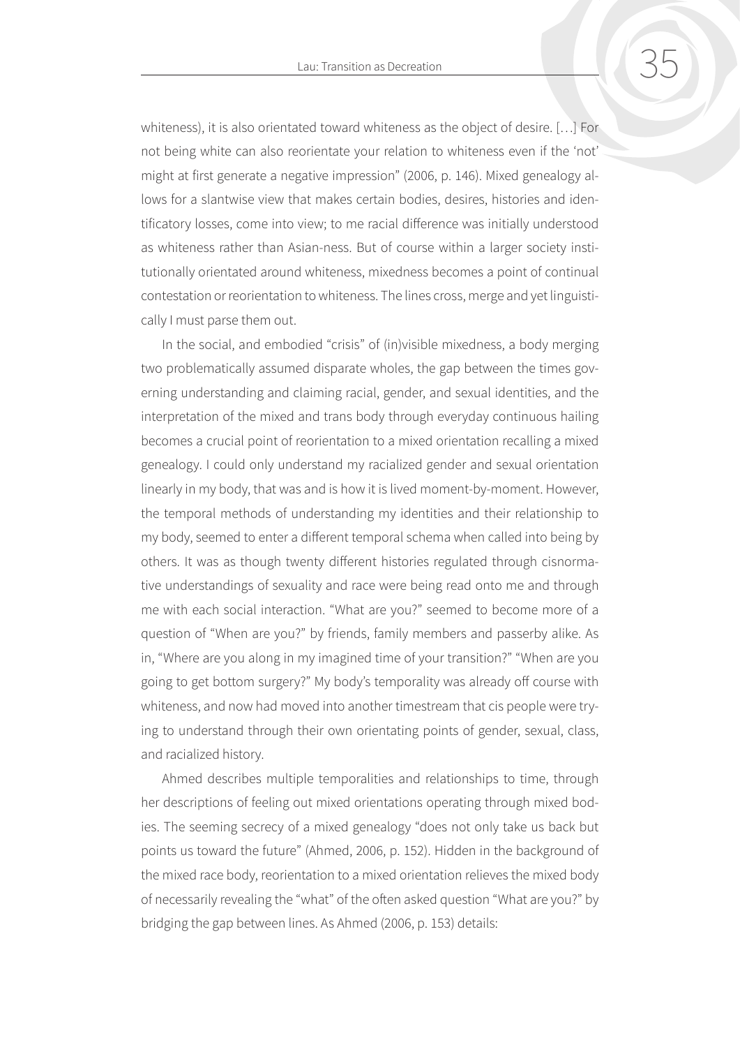whiteness), it is also orientated toward whiteness as the object of desire. […] For not being white can also reorientate your relation to whiteness even if the 'not' might at first generate a negative impression" (2006, p. 146). Mixed genealogy allows for a slantwise view that makes certain bodies, desires, histories and identificatory losses, come into view; to me racial difference was initially understood as whiteness rather than Asian-ness. But of course within a larger society institutionally orientated around whiteness, mixedness becomes a point of continual contestation or reorientation to whiteness. The lines cross, merge and yet linguistically I must parse them out.

In the social, and embodied "crisis" of (in)visible mixedness, a body merging two problematically assumed disparate wholes, the gap between the times governing understanding and claiming racial, gender, and sexual identities, and the interpretation of the mixed and trans body through everyday continuous hailing becomes a crucial point of reorientation to a mixed orientation recalling a mixed genealogy. I could only understand my racialized gender and sexual orientation linearly in my body, that was and is how it is lived moment-by-moment. However, the temporal methods of understanding my identities and their relationship to my body, seemed to enter a different temporal schema when called into being by others. It was as though twenty different histories regulated through cisnormative understandings of sexuality and race were being read onto me and through me with each social interaction. "What are you?" seemed to become more of a question of "When are you?" by friends, family members and passerby alike. As in, "Where are you along in my imagined time of your transition?" "When are you going to get bottom surgery?" My body's temporality was already off course with whiteness, and now had moved into another timestream that cis people were trying to understand through their own orientating points of gender, sexual, class, and racialized history.

Ahmed describes multiple temporalities and relationships to time, through her descriptions of feeling out mixed orientations operating through mixed bodies. The seeming secrecy of a mixed genealogy "does not only take us back but points us toward the future" (Ahmed, 2006, p. 152). Hidden in the background of the mixed race body, reorientation to a mixed orientation relieves the mixed body of necessarily revealing the "what" of the often asked question "What are you?" by bridging the gap between lines. As Ahmed (2006, p. 153) details: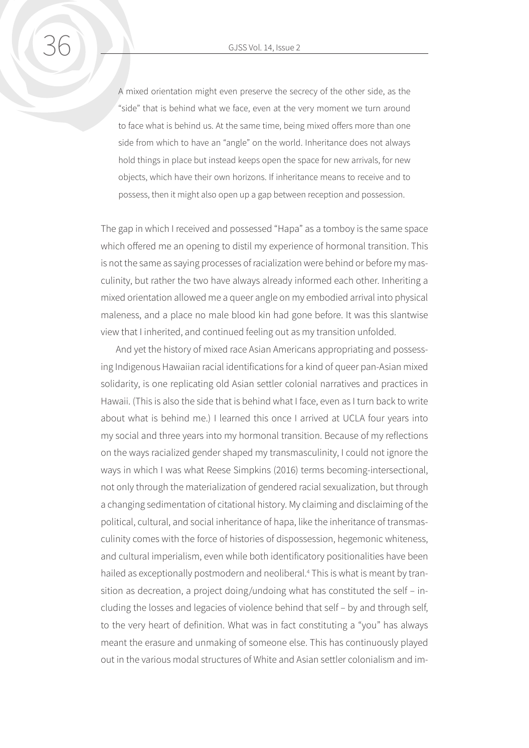> A mixed orientation might even preserve the secrecy of the other side, as the "side" that is behind what we face, even at the very moment we turn around to face what is behind us. At the same time, being mixed offers more than one side from which to have an "angle" on the world. Inheritance does not always hold things in place but instead keeps open the space for new arrivals, for new objects, which have their own horizons. If inheritance means to receive and to possess, then it might also open up a gap between reception and possession.

The gap in which I received and possessed "Hapa" as a tomboy is the same space which offered me an opening to distil my experience of hormonal transition. This is not the same as saying processes of racialization were behind or before my masculinity, but rather the two have always already informed each other. Inheriting a mixed orientation allowed me a queer angle on my embodied arrival into physical maleness, and a place no male blood kin had gone before. It was this slantwise view that I inherited, and continued feeling out as my transition unfolded.

And yet the history of mixed race Asian Americans appropriating and possessing Indigenous Hawaiian racial identifications for a kind of queer pan-Asian mixed solidarity, is one replicating old Asian settler colonial narratives and practices in Hawaii. (This is also the side that is behind what I face, even as I turn back to write about what is behind me.) I learned this once I arrived at UCLA four years into my social and three years into my hormonal transition. Because of my reflections on the ways racialized gender shaped my transmasculinity, I could not ignore the ways in which I was what Reese Simpkins (2016) terms becoming-intersectional, not only through the materialization of gendered racial sexualization, but through a changing sedimentation of citational history. My claiming and disclaiming of the political, cultural, and social inheritance of hapa, like the inheritance of transmasculinity comes with the force of histories of dispossession, hegemonic whiteness, and cultural imperialism, even while both identificatory positionalities have been hailed as exceptionally postmodern and neoliberal.[4] This is what is meant by transition as decreation, a project doing/undoing what has constituted the self – including the losses and legacies of violence behind that self – by and through self, to the very heart of definition. What was in fact constituting a "you" has always meant the erasure and unmaking of someone else. This has continuously played out in the various modal structures of White and Asian settler colonialism and im-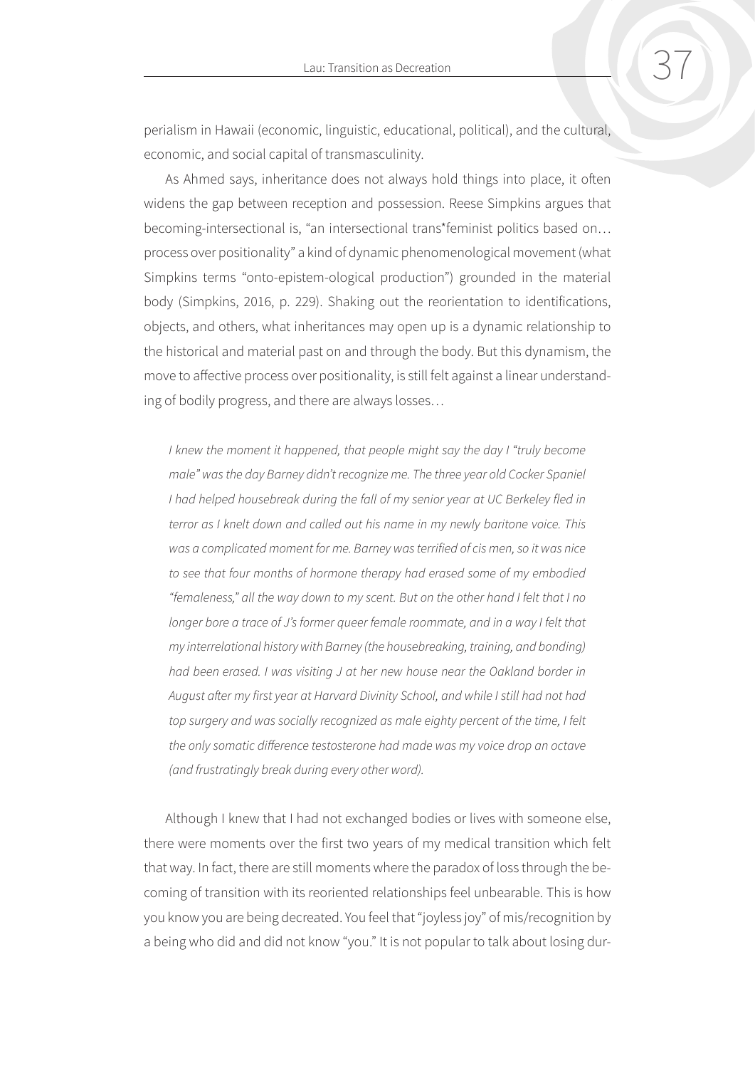perialism in Hawaii (economic, linguistic, educational, political), and the cultural, economic, and social capital of transmasculinity.

As Ahmed says, inheritance does not always hold things into place, it often widens the gap between reception and possession. Reese Simpkins argues that becoming-intersectional is, "an intersectional trans*feminist politics based on… process over positionality" a kind of dynamic phenomenological movement (what Simpkins terms "onto-epistem-ological production") grounded in the material body (Simpkins, 2016, p. 229). Shaking out the reorientation to identifications, objects, and others, what inheritances may open up is a dynamic relationship to the historical and material past on and through the body. But this dynamism, the move to affective process over positionality, is still felt against a linear understanding of bodily progress, and there are always losses…

> *I knew the moment it happened, that people might say the day I "truly become male" was the day Barney didn't recognize me. The three year old Cocker Spaniel I had helped housebreak during the fall of my senior year at UC Berkeley fled in terror as I knelt down and called out his name in my newly baritone voice. This was a complicated moment for me. Barney was terrified of cis men, so it was nice to see that four months of hormone therapy had erased some of my embodied "femaleness," all the way down to my scent. But on the other hand I felt that I no longer bore a trace of J's former queer female roommate, and in a way I felt that my interrelational history with Barney (the housebreaking, training, and bonding) had been erased. I was visiting J at her new house near the Oakland border in August after my first year at Harvard Divinity School, and while I still had not had top surgery and was socially recognized as male eighty percent of the time, I felt the only somatic difference testosterone had made was my voice drop an octave (and frustratingly break during every other word).*

Although I knew that I had not exchanged bodies or lives with someone else, there were moments over the first two years of my medical transition which felt that way. In fact, there are still moments where the paradox of loss through the becoming of transition with its reoriented relationships feel unbearable. This is how you know you are being decreated. You feel that "joyless joy" of mis/recognition by a being who did and did not know "you." It is not popular to talk about losing dur-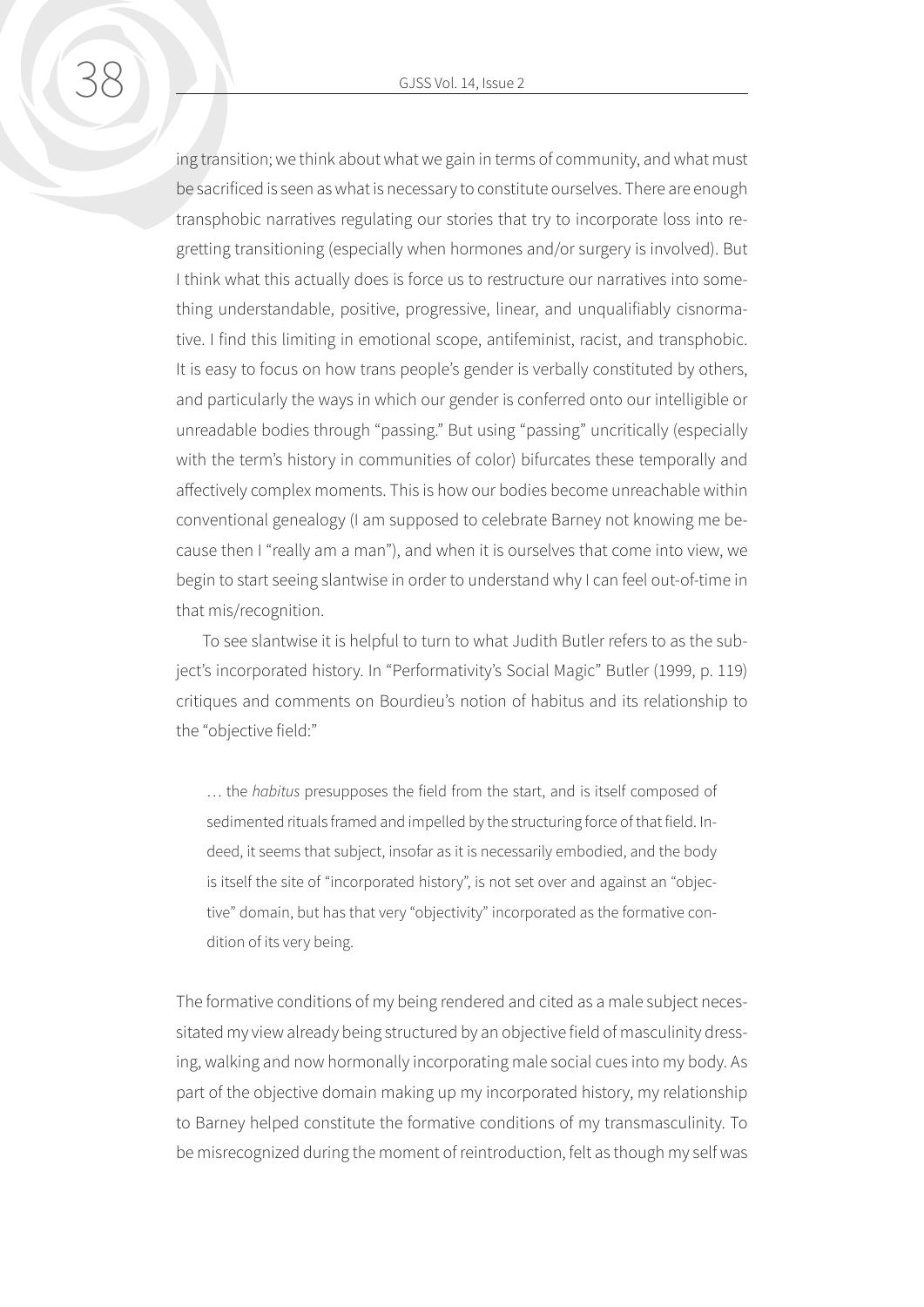ing transition; we think about what we gain in terms of community, and what must be sacrificed is seen as what is necessary to constitute ourselves. There are enough transphobic narratives regulating our stories that try to incorporate loss into regretting transitioning (especially when hormones and/or surgery is involved). But I think what this actually does is force us to restructure our narratives into something understandable, positive, progressive, linear, and unqualifiably cisnormative. I find this limiting in emotional scope, antifeminist, racist, and transphobic. It is easy to focus on how trans people's gender is verbally constituted by others, and particularly the ways in which our gender is conferred onto our intelligible or unreadable bodies through "passing." But using "passing" uncritically (especially with the term's history in communities of color) bifurcates these temporally and affectively complex moments. This is how our bodies become unreachable within conventional genealogy (I am supposed to celebrate Barney not knowing me because then I "really am a man"), and when it is ourselves that come into view, we begin to start seeing slantwise in order to understand why I can feel out-of-time in that mis/recognition.

To see slantwise it is helpful to turn to what Judith Butler refers to as the subject's incorporated history. In "Performativity's Social Magic" Butler (1999, p. 119) critiques and comments on Bourdieu's notion of habitus and its relationship to the "objective field:"

> … the *habitus* presupposes the field from the start, and is itself composed of sedimented rituals framed and impelled by the structuring force of that field. Indeed, it seems that subject, insofar as it is necessarily embodied, and the body is itself the site of "incorporated history", is not set over and against an "objective" domain, but has that very "objectivity" incorporated as the formative condition of its very being.

The formative conditions of my being rendered and cited as a male subject necessitated my view already being structured by an objective field of masculinity dressing, walking and now hormonally incorporating male social cues into my body. As part of the objective domain making up my incorporated history, my relationship to Barney helped constitute the formative conditions of my transmasculinity. To be misrecognized during the moment of reintroduction, felt as though my self was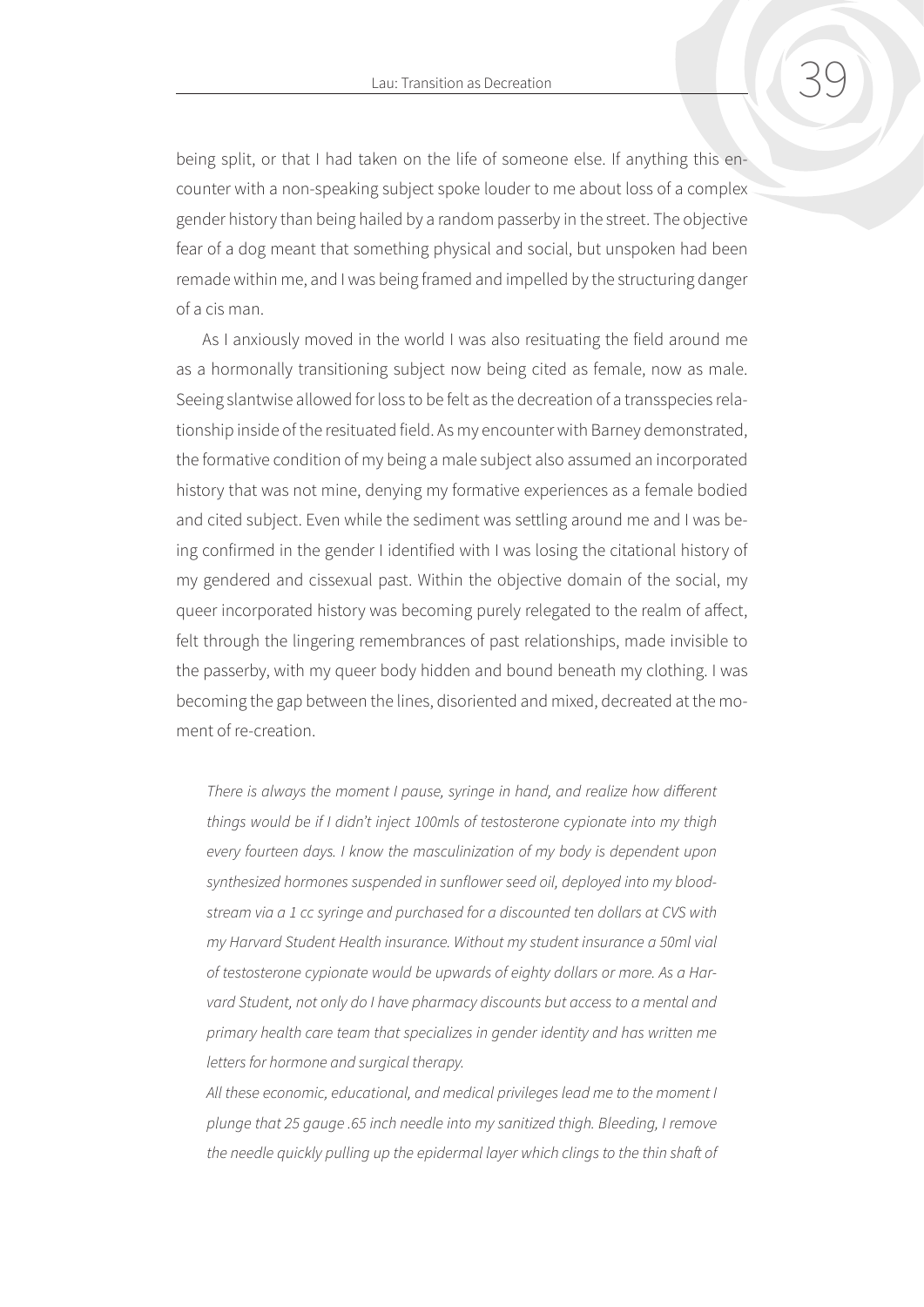being split, or that I had taken on the life of someone else. If anything this encounter with a non-speaking subject spoke louder to me about loss of a complex gender history than being hailed by a random passerby in the street. The objective fear of a dog meant that something physical and social, but unspoken had been remade within me, and I was being framed and impelled by the structuring danger of a cis man.

As I anxiously moved in the world I was also resituating the field around me as a hormonally transitioning subject now being cited as female, now as male. Seeing slantwise allowed for loss to be felt as the decreation of a transspecies relationship inside of the resituated field. As my encounter with Barney demonstrated, the formative condition of my being a male subject also assumed an incorporated history that was not mine, denying my formative experiences as a female bodied and cited subject. Even while the sediment was settling around me and I was being confirmed in the gender I identified with I was losing the citational history of my gendered and cissexual past. Within the objective domain of the social, my queer incorporated history was becoming purely relegated to the realm of affect, felt through the lingering remembrances of past relationships, made invisible to the passerby, with my queer body hidden and bound beneath my clothing. I was becoming the gap between the lines, disoriented and mixed, decreated at the moment of re-creation.

*There is always the moment I pause, syringe in hand, and realize how different things would be if I didn't inject 100mls of testosterone cypionate into my thigh every fourteen days. I know the masculinization of my body is dependent upon synthesized hormones suspended in sunflower seed oil, deployed into my bloodstream via a 1 cc syringe and purchased for a discounted ten dollars at CVS with my Harvard Student Health insurance. Without my student insurance a 50ml vial of testosterone cypionate would be upwards of eighty dollars or more. As a Harvard Student, not only do I have pharmacy discounts but access to a mental and primary health care team that specializes in gender identity and has written me letters for hormone and surgical therapy.*

*All these economic, educational, and medical privileges lead me to the moment I plunge that 25 gauge .65 inch needle into my sanitized thigh. Bleeding, I remove the needle quickly pulling up the epidermal layer which clings to the thin shaft of*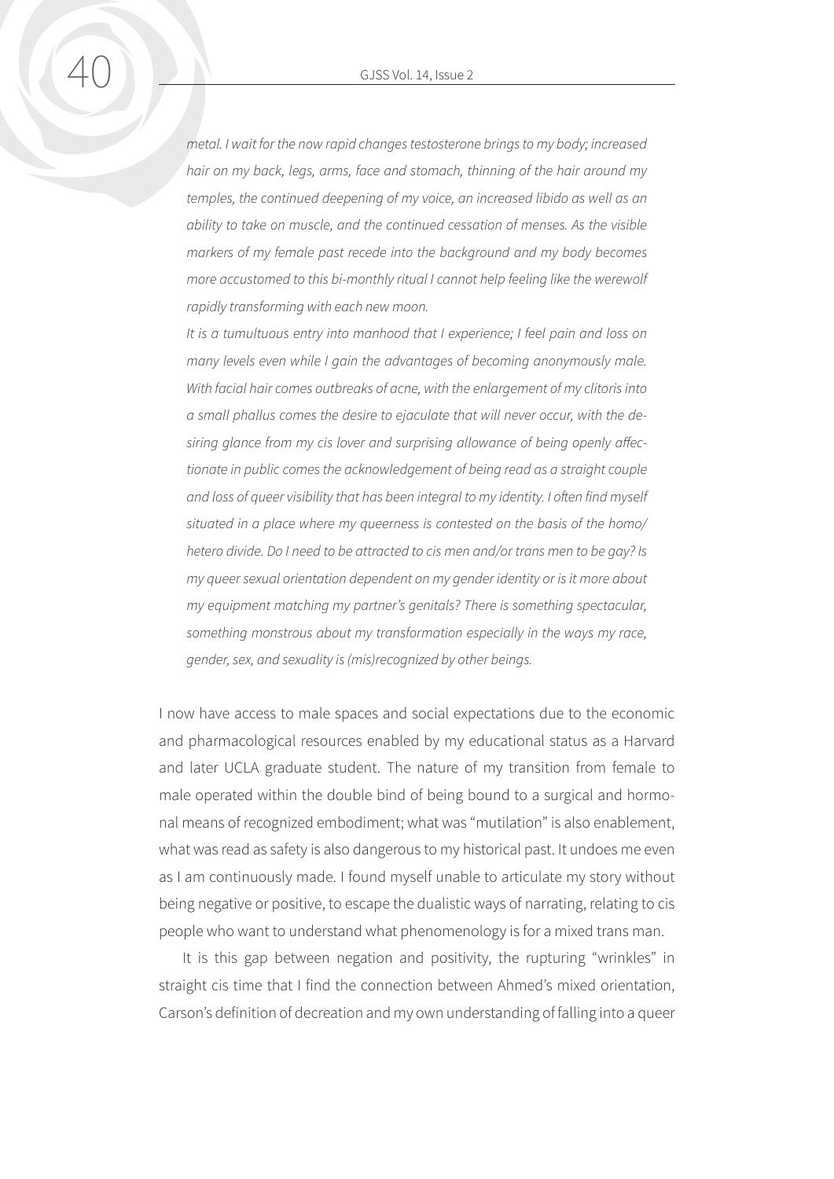*metal. I wait for the now rapid changes testosterone brings to my body; increased hair on my back, legs, arms, face and stomach, thinning of the hair around my temples, the continued deepening of my voice, an increased libido as well as an ability to take on muscle, and the continued cessation of menses. As the visible markers of my female past recede into the background and my body becomes more accustomed to this bi-monthly ritual I cannot help feeling like the werewolf rapidly transforming with each new moon.*

*It is a tumultuous entry into manhood that I experience; I feel pain and loss on many levels even while I gain the advantages of becoming anonymously male. With facial hair comes outbreaks of acne, with the enlargement of my clitoris into a small phallus comes the desire to ejaculate that will never occur, with the desiring glance from my cis lover and surprising allowance of being openly affectionate in public comes the acknowledgement of being read as a straight couple and loss of queer visibility that has been integral to my identity. I often find myself situated in a place where my queerness is contested on the basis of the homo/hetero divide. Do I need to be attracted to cis men and/or trans men to be gay? Is my queer sexual orientation dependent on my gender identity or is it more about my equipment matching my partner's genitals? There is something spectacular, something monstrous about my transformation especially in the ways my race, gender, sex, and sexuality is (mis)recognized by other beings.*

I now have access to male spaces and social expectations due to the economic and pharmacological resources enabled by my educational status as a Harvard and later UCLA graduate student. The nature of my transition from female to male operated within the double bind of being bound to a surgical and hormonal means of recognized embodiment; what was "mutilation" is also enablement, what was read as safety is also dangerous to my historical past. It undoes me even as I am continuously made. I found myself unable to articulate my story without being negative or positive, to escape the dualistic ways of narrating, relating to cis people who want to understand what phenomenology is for a mixed trans man.

It is this gap between negation and positivity, the rupturing "wrinkles" in straight cis time that I find the connection between Ahmed's mixed orientation, Carson's definition of decreation and my own understanding of falling into a queer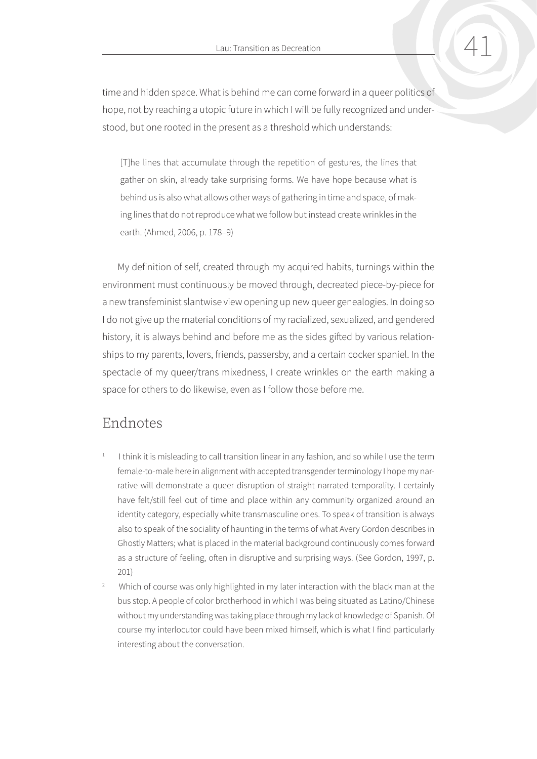time and hidden space. What is behind me can come forward in a queer politics of hope, not by reaching a utopic future in which I will be fully recognized and understood, but one rooted in the present as a threshold which understands:

> [T]he lines that accumulate through the repetition of gestures, the lines that gather on skin, already take surprising forms. We have hope because what is behind us is also what allows other ways of gathering in time and space, of making lines that do not reproduce what we follow but instead create wrinkles in the earth. (Ahmed, 2006, p. 178–9)

My definition of self, created through my acquired habits, turnings within the environment must continuously be moved through, decreated piece-by-piece for a new transfeminist slantwise view opening up new queer genealogies. In doing so I do not give up the material conditions of my racialized, sexualized, and gendered history, it is always behind and before me as the sides gifted by various relationships to my parents, lovers, friends, passersby, and a certain cocker spaniel. In the spectacle of my queer/trans mixedness, I create wrinkles on the earth making a space for others to do likewise, even as I follow those before me.

## Endnotes

1. I think it is misleading to call transition linear in any fashion, and so while I use the term female-to-male here in alignment with accepted transgender terminology I hope my narrative will demonstrate a queer disruption of straight narrated temporality. I certainly have felt/still feel out of time and place within any community organized around an identity category, especially white transmasculine ones. To speak of transition is always also to speak of the sociality of haunting in the terms of what Avery Gordon describes in Ghostly Matters; what is placed in the material background continuously comes forward as a structure of feeling, often in disruptive and surprising ways. (See Gordon, 1997, p. 201)

2. Which of course was only highlighted in my later interaction with the black man at the bus stop. A people of color brotherhood in which I was being situated as Latino/Chinese without my understanding was taking place through my lack of knowledge of Spanish. Of course my interlocutor could have been mixed himself, which is what I find particularly interesting about the conversation.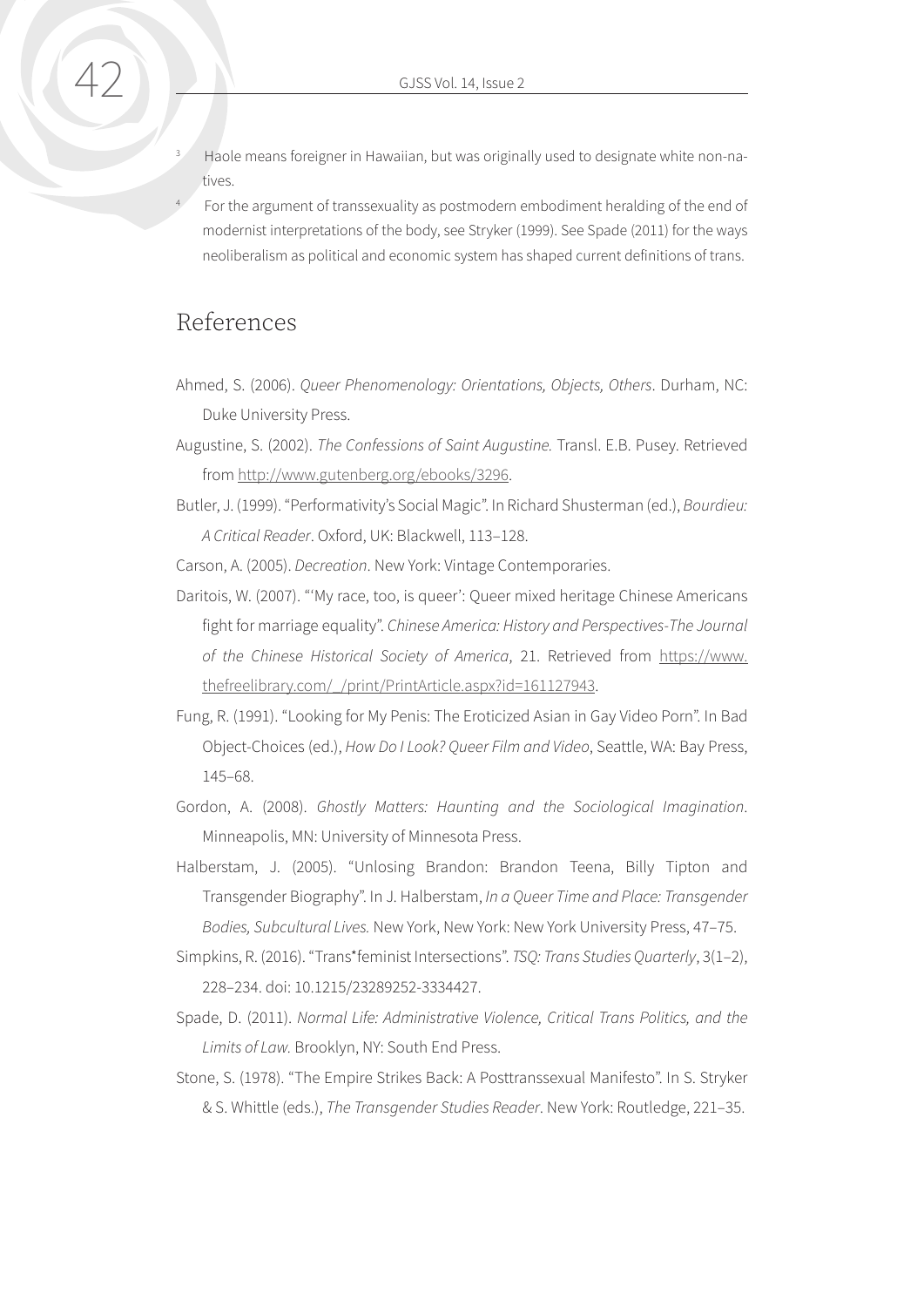[3] Haole means foreigner in Hawaiian, but was originally used to designate white non-natives.

[4] For the argument of transsexuality as postmodern embodiment heralding of the end of modernist interpretations of the body, see Stryker (1999). See Spade (2011) for the ways neoliberalism as political and economic system has shaped current definitions of trans.

## References

Ahmed, S. (2006). *Queer Phenomenology: Orientations, Objects, Others*. Durham, NC: Duke University Press.

Augustine, S. (2002). *The Confessions of Saint Augustine.* Transl. E.B. Pusey. Retrieved from http://www.gutenberg.org/ebooks/3296.

Butler, J. (1999). "Performativity's Social Magic". In Richard Shusterman (ed.), *Bourdieu: A Critical Reader*. Oxford, UK: Blackwell, 113–128.

Carson, A. (2005). *Decreation*. New York: Vintage Contemporaries.

Daritois, W. (2007). "'My race, too, is queer': Queer mixed heritage Chinese Americans fight for marriage equality". *Chinese America: History and Perspectives-The Journal of the Chinese Historical Society of America*, 21. Retrieved from https://www.thefreelibrary.com/_/print/PrintArticle.aspx?id=161127943.

Fung, R. (1991). "Looking for My Penis: The Eroticized Asian in Gay Video Porn". In Bad Object-Choices (ed.), *How Do I Look? Queer Film and Video*, Seattle, WA: Bay Press, 145–68.

Gordon, A. (2008). *Ghostly Matters: Haunting and the Sociological Imagination*. Minneapolis, MN: University of Minnesota Press.

Halberstam, J. (2005). "Unlosing Brandon: Brandon Teena, Billy Tipton and Transgender Biography". In J. Halberstam, *In a Queer Time and Place: Transgender Bodies, Subcultural Lives.* New York, New York: New York University Press, 47–75.

Simpkins, R. (2016). "Trans*feminist Intersections". *TSQ: Trans Studies Quarterly*, 3(1–2), 228–234. doi: 10.1215/23289252-3334427.

Spade, D. (2011). *Normal Life: Administrative Violence, Critical Trans Politics, and the Limits of Law.* Brooklyn, NY: South End Press.

Stone, S. (1978). "The Empire Strikes Back: A Posttranssexual Manifesto". In S. Stryker & S. Whittle (eds.), *The Transgender Studies Reader*. New York: Routledge, 221–35.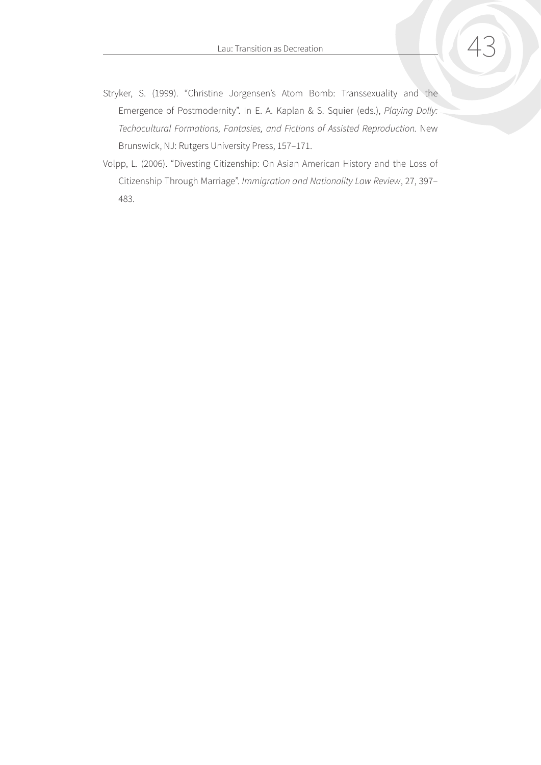Stryker, S. (1999). "Christine Jorgensen's Atom Bomb: Transsexuality and the Emergence of Postmodernity". In E. A. Kaplan & S. Squier (eds.), *Playing Dolly: Techocultural Formations, Fantasies, and Fictions of Assisted Reproduction.* New Brunswick, NJ: Rutgers University Press, 157–171.

Volpp, L. (2006). "Divesting Citizenship: On Asian American History and the Loss of Citizenship Through Marriage". *Immigration and Nationality Law Review*, 27, 397–483.